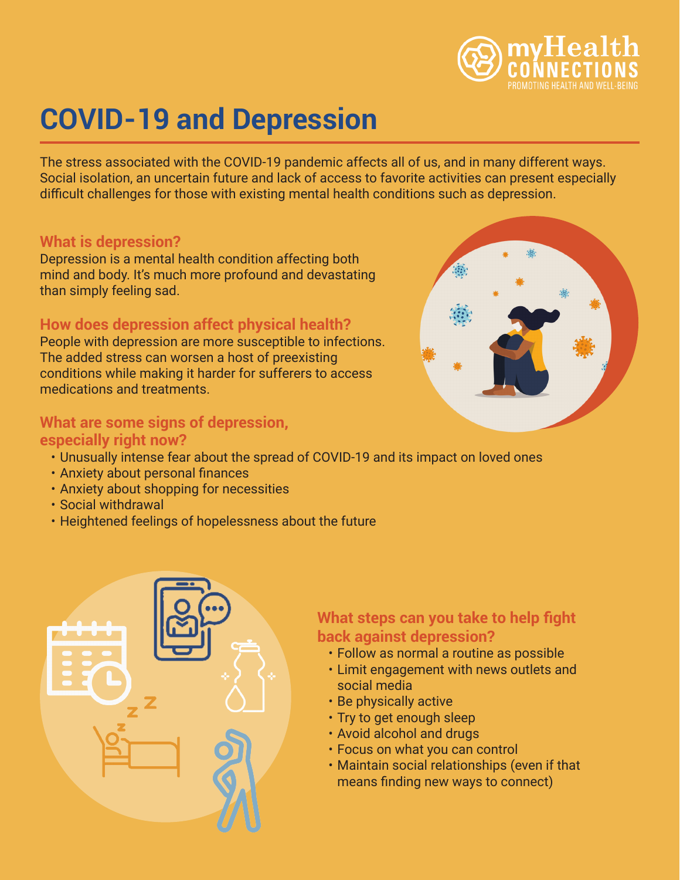myHealth CONNECTIONS
PROMOTING HEALTH AND WELL-BEING

# COVID-19 and Depression

The stress associated with the COVID-19 pandemic affects all of us, and in many different ways. Social isolation, an uncertain future and lack of access to favorite activities can present especially difficult challenges for those with existing mental health conditions such as depression.

## What is depression?

Depression is a mental health condition affecting both mind and body. It's much more profound and devastating than simply feeling sad.

## How does depression affect physical health?

People with depression are more susceptible to infections. The added stress can worsen a host of preexisting conditions while making it harder for sufferers to access medications and treatments.

## What are some signs of depression, especially right now?

- Unusually intense fear about the spread of COVID-19 and its impact on loved ones
- Anxiety about personal finances
- Anxiety about shopping for necessities
- Social withdrawal
- Heightened feelings of hopelessness about the future

## What steps can you take to help fight back against depression?

- Follow as normal a routine as possible
- Limit engagement with news outlets and social media
- Be physically active
- Try to get enough sleep
- Avoid alcohol and drugs
- Focus on what you can control
- Maintain social relationships (even if that means finding new ways to connect)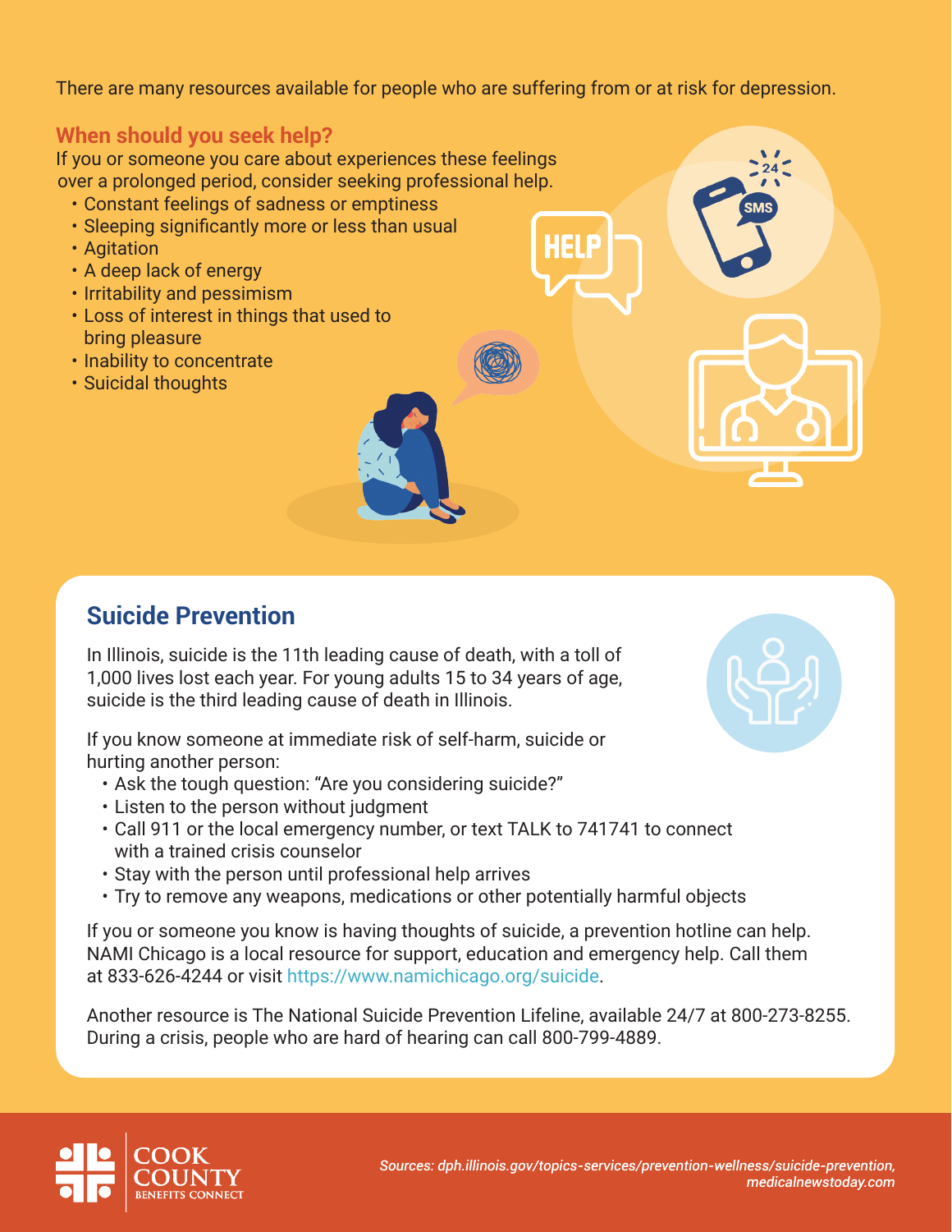There are many resources available for people who are suffering from or at risk for depression.

## When should you seek help?

If you or someone you care about experiences these feelings over a prolonged period, consider seeking professional help.

- Constant feelings of sadness or emptiness
- Sleeping significantly more or less than usual
- Agitation
- A deep lack of energy
- Irritability and pessimism
- Loss of interest in things that used to bring pleasure
- Inability to concentrate
- Suicidal thoughts

## Suicide Prevention

In Illinois, suicide is the 11th leading cause of death, with a toll of 1,000 lives lost each year. For young adults 15 to 34 years of age, suicide is the third leading cause of death in Illinois.

If you know someone at immediate risk of self-harm, suicide or hurting another person:

- Ask the tough question: "Are you considering suicide?"
- Listen to the person without judgment
- Call 911 or the local emergency number, or text TALK to 741741 to connect with a trained crisis counselor
- Stay with the person until professional help arrives
- Try to remove any weapons, medications or other potentially harmful objects

If you or someone you know is having thoughts of suicide, a prevention hotline can help. NAMI Chicago is a local resource for support, education and emergency help. Call them at 833-626-4244 or visit https://www.namichicago.org/suicide.

Another resource is The National Suicide Prevention Lifeline, available 24/7 at 800-273-8255. During a crisis, people who are hard of hearing can call 800-799-4889.

COOK COUNTY BENEFITS CONNECT

*Sources: dph.illinois.gov/topics-services/prevention-wellness/suicide-prevention, medicalnewstoday.com*